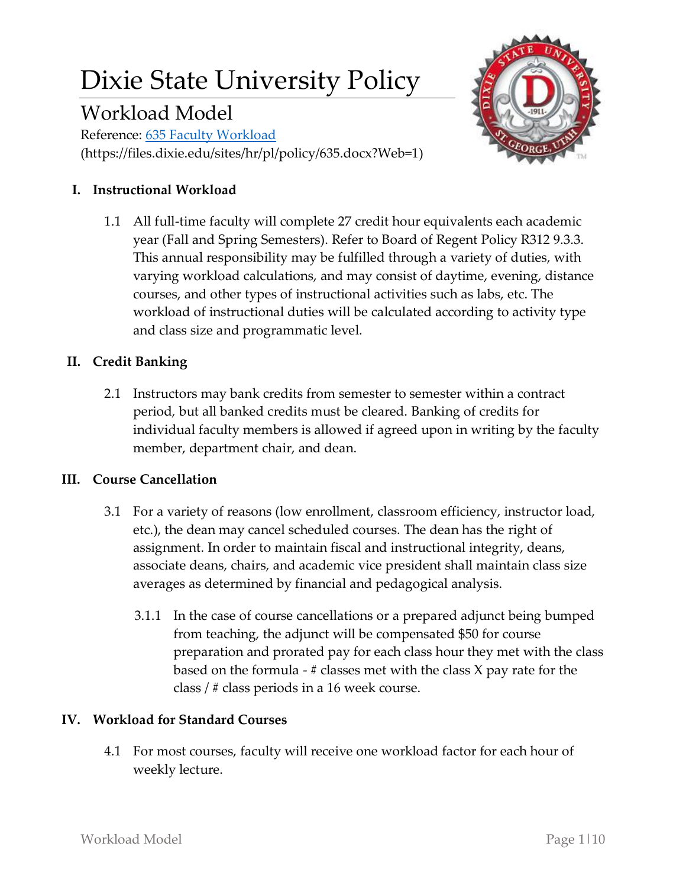# Dixie State University Policy

## Workload Model

Reference: [635 Faculty Workload](https://files.dixie.edu/sites/hr/pl/policy/635.docx?Web=1)
(https://files.dixie.edu/sites/hr/pl/policy/635.docx?Web=1)

### I. Instructional Workload

1.1 All full-time faculty will complete 27 credit hour equivalents each academic year (Fall and Spring Semesters). Refer to Board of Regent Policy R312 9.3.3. This annual responsibility may be fulfilled through a variety of duties, with varying workload calculations, and may consist of daytime, evening, distance courses, and other types of instructional activities such as labs, etc. The workload of instructional duties will be calculated according to activity type and class size and programmatic level.

### II. Credit Banking

2.1 Instructors may bank credits from semester to semester within a contract period, but all banked credits must be cleared. Banking of credits for individual faculty members is allowed if agreed upon in writing by the faculty member, department chair, and dean.

### III. Course Cancellation

3.1 For a variety of reasons (low enrollment, classroom efficiency, instructor load, etc.), the dean may cancel scheduled courses. The dean has the right of assignment. In order to maintain fiscal and instructional integrity, deans, associate deans, chairs, and academic vice president shall maintain class size averages as determined by financial and pedagogical analysis.

3.1.1 In the case of course cancellations or a prepared adjunct being bumped from teaching, the adjunct will be compensated $50 for course preparation and prorated pay for each class hour they met with the class based on the formula - # classes met with the class X pay rate for the class / # class periods in a 16 week course.

### IV. Workload for Standard Courses

4.1 For most courses, faculty will receive one workload factor for each hour of weekly lecture.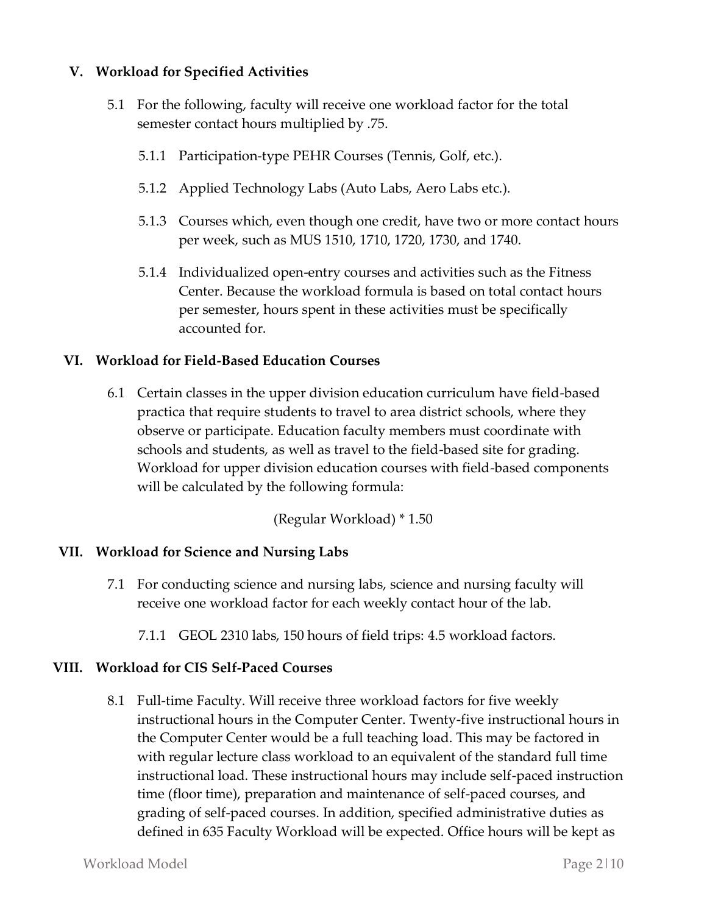## V. Workload for Specified Activities

5.1 For the following, faculty will receive one workload factor for the total semester contact hours multiplied by .75.

5.1.1 Participation-type PEHR Courses (Tennis, Golf, etc.).

5.1.2 Applied Technology Labs (Auto Labs, Aero Labs etc.).

5.1.3 Courses which, even though one credit, have two or more contact hours per week, such as MUS 1510, 1710, 1720, 1730, and 1740.

5.1.4 Individualized open-entry courses and activities such as the Fitness Center. Because the workload formula is based on total contact hours per semester, hours spent in these activities must be specifically accounted for.

## VI. Workload for Field-Based Education Courses

6.1 Certain classes in the upper division education curriculum have field-based practica that require students to travel to area district schools, where they observe or participate. Education faculty members must coordinate with schools and students, as well as travel to the field-based site for grading. Workload for upper division education courses with field-based components will be calculated by the following formula:

(Regular Workload) * 1.50

## VII. Workload for Science and Nursing Labs

7.1 For conducting science and nursing labs, science and nursing faculty will receive one workload factor for each weekly contact hour of the lab.

7.1.1 GEOL 2310 labs, 150 hours of field trips: 4.5 workload factors.

## VIII. Workload for CIS Self-Paced Courses

8.1 Full-time Faculty. Will receive three workload factors for five weekly instructional hours in the Computer Center. Twenty-five instructional hours in the Computer Center would be a full teaching load. This may be factored in with regular lecture class workload to an equivalent of the standard full time instructional load. These instructional hours may include self-paced instruction time (floor time), preparation and maintenance of self-paced courses, and grading of self-paced courses. In addition, specified administrative duties as defined in 635 Faculty Workload will be expected. Office hours will be kept as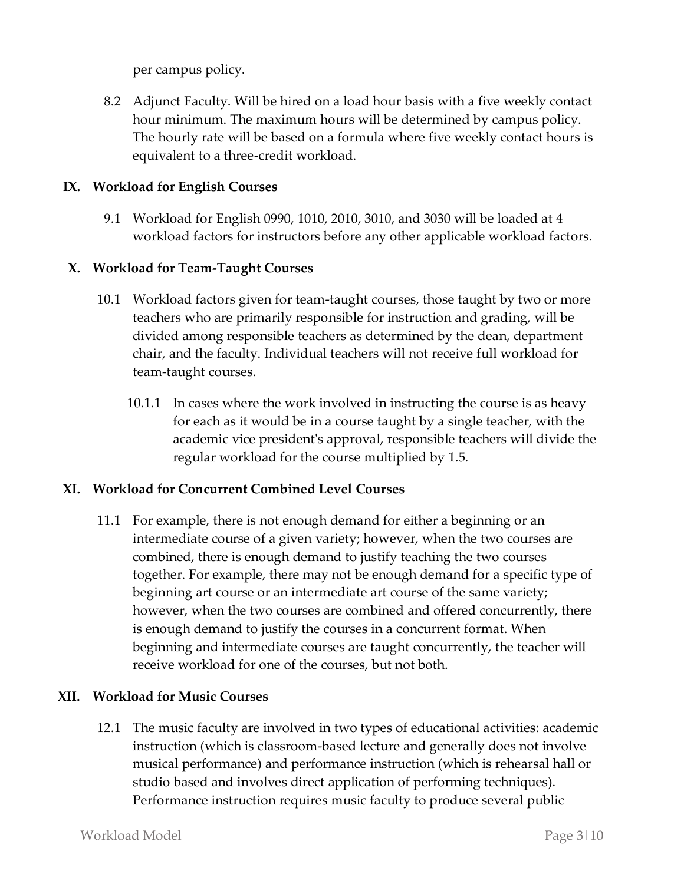per campus policy.

8.2 Adjunct Faculty. Will be hired on a load hour basis with a five weekly contact hour minimum. The maximum hours will be determined by campus policy. The hourly rate will be based on a formula where five weekly contact hours is equivalent to a three-credit workload.

## IX. Workload for English Courses

9.1 Workload for English 0990, 1010, 2010, 3010, and 3030 will be loaded at 4 workload factors for instructors before any other applicable workload factors.

## X. Workload for Team-Taught Courses

10.1 Workload factors given for team-taught courses, those taught by two or more teachers who are primarily responsible for instruction and grading, will be divided among responsible teachers as determined by the dean, department chair, and the faculty. Individual teachers will not receive full workload for team-taught courses.

10.1.1 In cases where the work involved in instructing the course is as heavy for each as it would be in a course taught by a single teacher, with the academic vice president's approval, responsible teachers will divide the regular workload for the course multiplied by 1.5.

## XI. Workload for Concurrent Combined Level Courses

11.1 For example, there is not enough demand for either a beginning or an intermediate course of a given variety; however, when the two courses are combined, there is enough demand to justify teaching the two courses together. For example, there may not be enough demand for a specific type of beginning art course or an intermediate art course of the same variety; however, when the two courses are combined and offered concurrently, there is enough demand to justify the courses in a concurrent format. When beginning and intermediate courses are taught concurrently, the teacher will receive workload for one of the courses, but not both.

## XII. Workload for Music Courses

12.1 The music faculty are involved in two types of educational activities: academic instruction (which is classroom-based lecture and generally does not involve musical performance) and performance instruction (which is rehearsal hall or studio based and involves direct application of performing techniques). Performance instruction requires music faculty to produce several public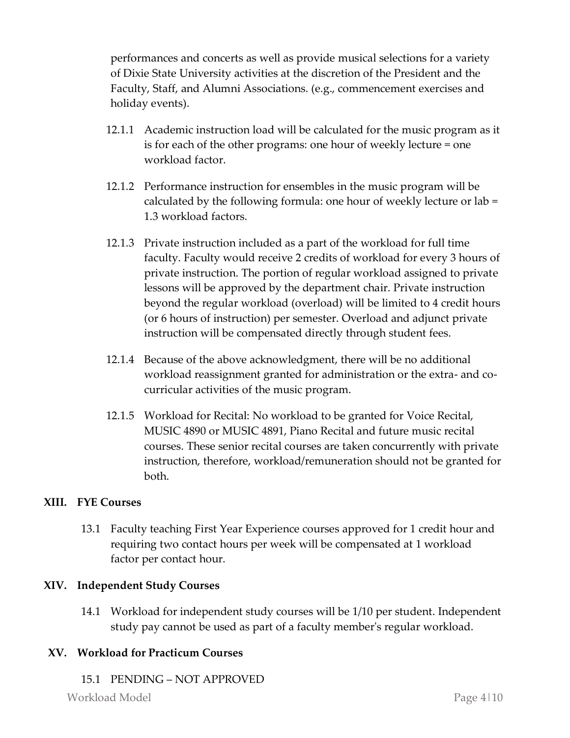performances and concerts as well as provide musical selections for a variety of Dixie State University activities at the discretion of the President and the Faculty, Staff, and Alumni Associations. (e.g., commencement exercises and holiday events).

12.1.1 Academic instruction load will be calculated for the music program as it is for each of the other programs: one hour of weekly lecture = one workload factor.

12.1.2 Performance instruction for ensembles in the music program will be calculated by the following formula: one hour of weekly lecture or lab = 1.3 workload factors.

12.1.3 Private instruction included as a part of the workload for full time faculty. Faculty would receive 2 credits of workload for every 3 hours of private instruction. The portion of regular workload assigned to private lessons will be approved by the department chair. Private instruction beyond the regular workload (overload) will be limited to 4 credit hours (or 6 hours of instruction) per semester. Overload and adjunct private instruction will be compensated directly through student fees.

12.1.4 Because of the above acknowledgment, there will be no additional workload reassignment granted for administration or the extra- and co-curricular activities of the music program.

12.1.5 Workload for Recital: No workload to be granted for Voice Recital, MUSIC 4890 or MUSIC 4891, Piano Recital and future music recital courses. These senior recital courses are taken concurrently with private instruction, therefore, workload/remuneration should not be granted for both.

## XIII. FYE Courses

13.1 Faculty teaching First Year Experience courses approved for 1 credit hour and requiring two contact hours per week will be compensated at 1 workload factor per contact hour.

## XIV. Independent Study Courses

14.1 Workload for independent study courses will be 1/10 per student. Independent study pay cannot be used as part of a faculty member's regular workload.

## XV. Workload for Practicum Courses

15.1 PENDING – NOT APPROVED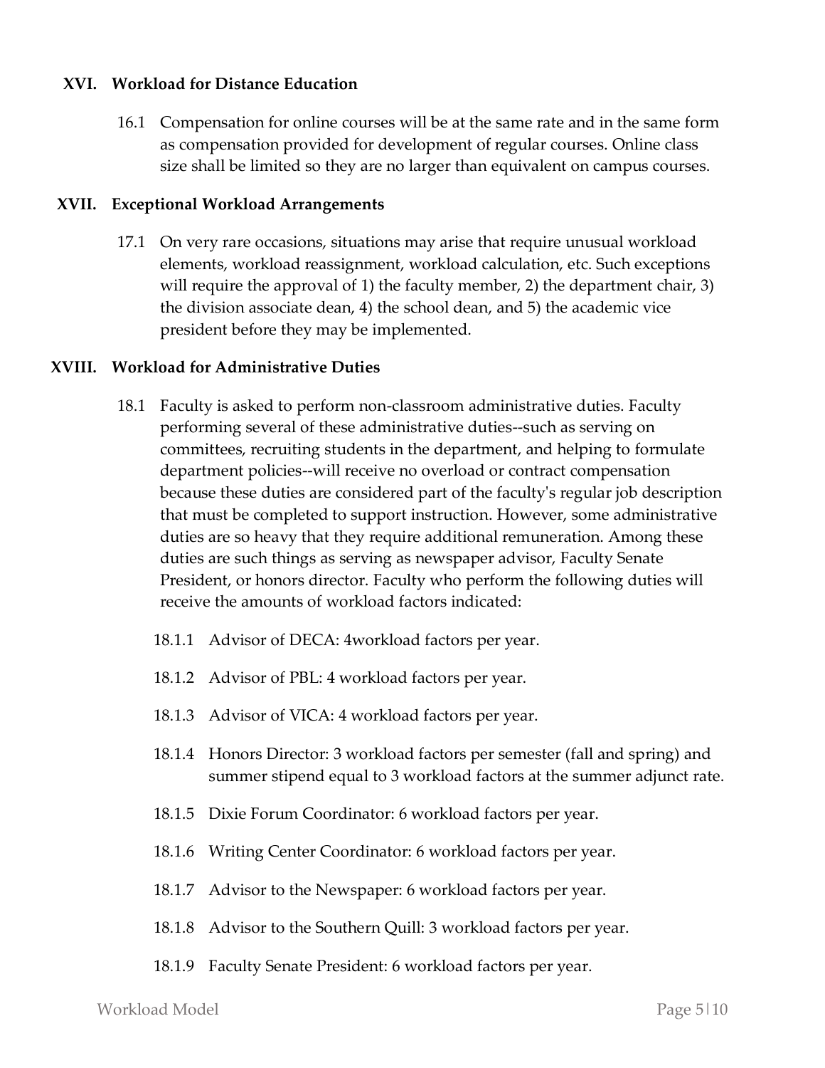## XVI. Workload for Distance Education

16.1 Compensation for online courses will be at the same rate and in the same form as compensation provided for development of regular courses. Online class size shall be limited so they are no larger than equivalent on campus courses.

## XVII. Exceptional Workload Arrangements

17.1 On very rare occasions, situations may arise that require unusual workload elements, workload reassignment, workload calculation, etc. Such exceptions will require the approval of 1) the faculty member, 2) the department chair, 3) the division associate dean, 4) the school dean, and 5) the academic vice president before they may be implemented.

## XVIII. Workload for Administrative Duties

18.1 Faculty is asked to perform non-classroom administrative duties. Faculty performing several of these administrative duties--such as serving on committees, recruiting students in the department, and helping to formulate department policies--will receive no overload or contract compensation because these duties are considered part of the faculty's regular job description that must be completed to support instruction. However, some administrative duties are so heavy that they require additional remuneration. Among these duties are such things as serving as newspaper advisor, Faculty Senate President, or honors director. Faculty who perform the following duties will receive the amounts of workload factors indicated:

18.1.1 Advisor of DECA: 4workload factors per year.

18.1.2 Advisor of PBL: 4 workload factors per year.

18.1.3 Advisor of VICA: 4 workload factors per year.

18.1.4 Honors Director: 3 workload factors per semester (fall and spring) and summer stipend equal to 3 workload factors at the summer adjunct rate.

18.1.5 Dixie Forum Coordinator: 6 workload factors per year.

18.1.6 Writing Center Coordinator: 6 workload factors per year.

18.1.7 Advisor to the Newspaper: 6 workload factors per year.

18.1.8 Advisor to the Southern Quill: 3 workload factors per year.

18.1.9 Faculty Senate President: 6 workload factors per year.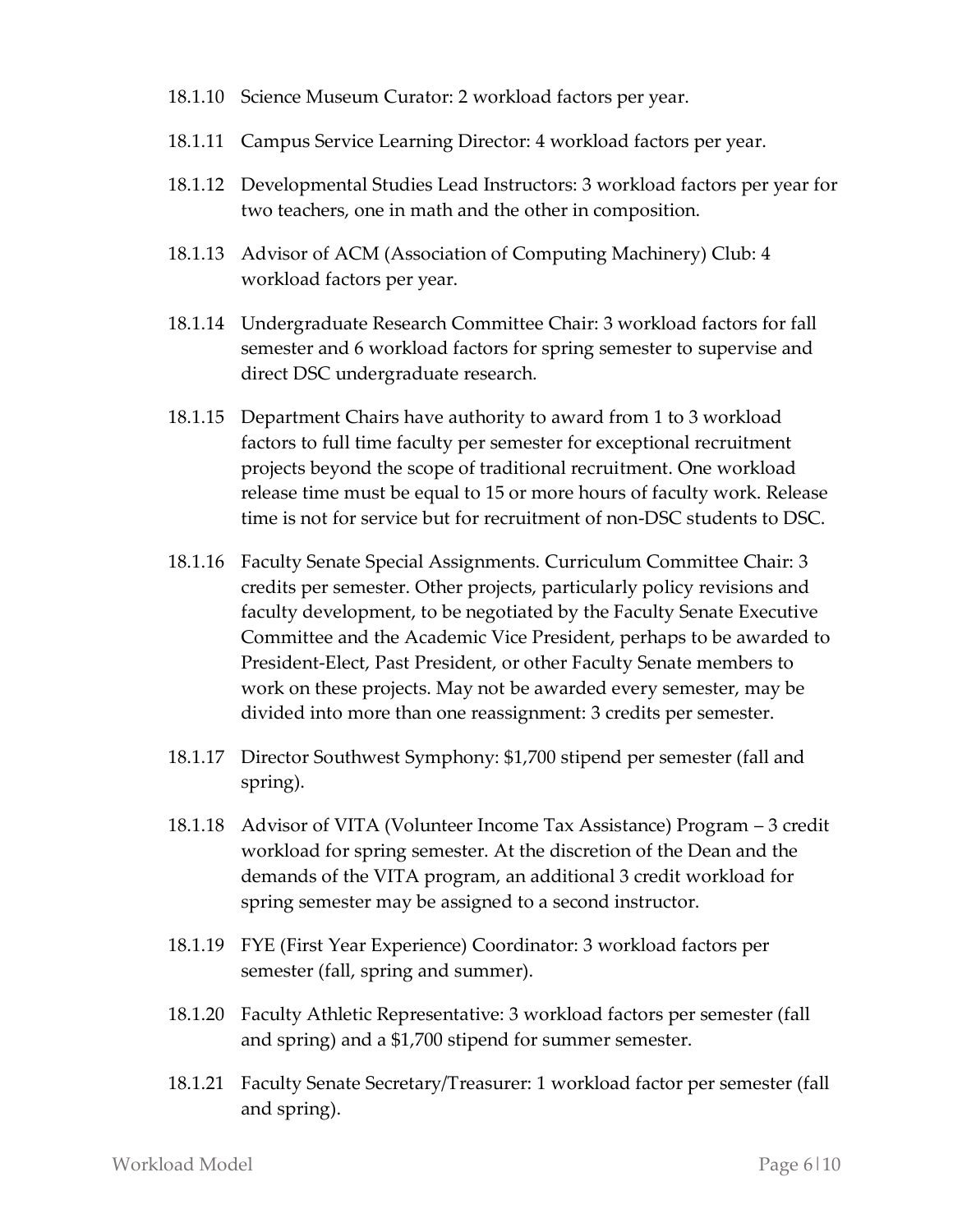18.1.10 Science Museum Curator: 2 workload factors per year.

18.1.11 Campus Service Learning Director: 4 workload factors per year.

18.1.12 Developmental Studies Lead Instructors: 3 workload factors per year for two teachers, one in math and the other in composition.

18.1.13 Advisor of ACM (Association of Computing Machinery) Club: 4 workload factors per year.

18.1.14 Undergraduate Research Committee Chair: 3 workload factors for fall semester and 6 workload factors for spring semester to supervise and direct DSC undergraduate research.

18.1.15 Department Chairs have authority to award from 1 to 3 workload factors to full time faculty per semester for exceptional recruitment projects beyond the scope of traditional recruitment. One workload release time must be equal to 15 or more hours of faculty work. Release time is not for service but for recruitment of non-DSC students to DSC.

18.1.16 Faculty Senate Special Assignments. Curriculum Committee Chair: 3 credits per semester. Other projects, particularly policy revisions and faculty development, to be negotiated by the Faculty Senate Executive Committee and the Academic Vice President, perhaps to be awarded to President-Elect, Past President, or other Faculty Senate members to work on these projects. May not be awarded every semester, may be divided into more than one reassignment: 3 credits per semester.

18.1.17 Director Southwest Symphony: $1,700 stipend per semester (fall and spring).

18.1.18 Advisor of VITA (Volunteer Income Tax Assistance) Program – 3 credit workload for spring semester. At the discretion of the Dean and the demands of the VITA program, an additional 3 credit workload for spring semester may be assigned to a second instructor.

18.1.19 FYE (First Year Experience) Coordinator: 3 workload factors per semester (fall, spring and summer).

18.1.20 Faculty Athletic Representative: 3 workload factors per semester (fall and spring) and a $1,700 stipend for summer semester.

18.1.21 Faculty Senate Secretary/Treasurer: 1 workload factor per semester (fall and spring).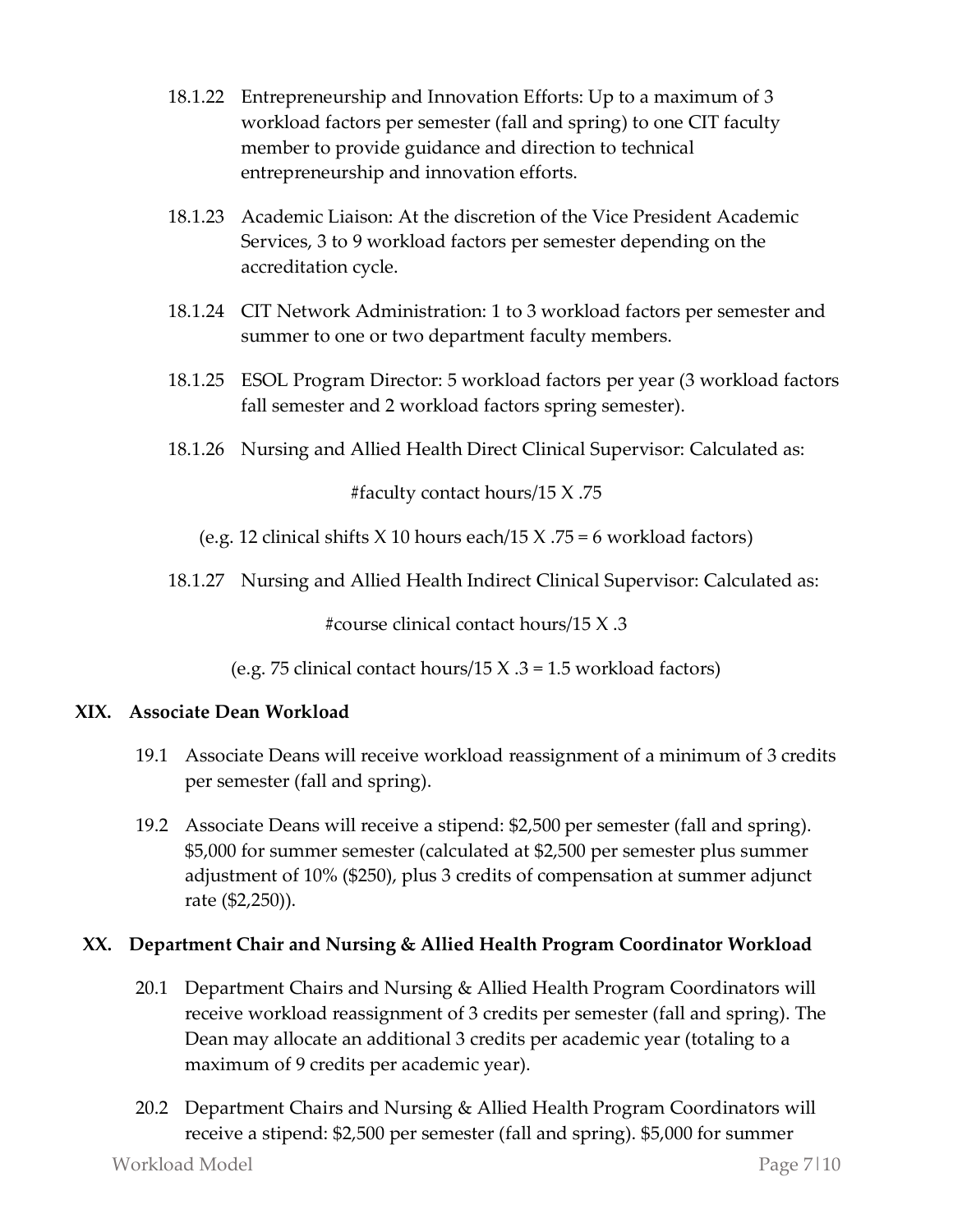18.1.22 Entrepreneurship and Innovation Efforts: Up to a maximum of 3 workload factors per semester (fall and spring) to one CIT faculty member to provide guidance and direction to technical entrepreneurship and innovation efforts.

18.1.23 Academic Liaison: At the discretion of the Vice President Academic Services, 3 to 9 workload factors per semester depending on the accreditation cycle.

18.1.24 CIT Network Administration: 1 to 3 workload factors per semester and summer to one or two department faculty members.

18.1.25 ESOL Program Director: 5 workload factors per year (3 workload factors fall semester and 2 workload factors spring semester).

18.1.26 Nursing and Allied Health Direct Clinical Supervisor: Calculated as:

#faculty contact hours/15 X .75

(e.g. 12 clinical shifts X 10 hours each/15 X .75 = 6 workload factors)

18.1.27 Nursing and Allied Health Indirect Clinical Supervisor: Calculated as:

#course clinical contact hours/15 X .3

(e.g. 75 clinical contact hours/15 X .3 = 1.5 workload factors)

## XIX. Associate Dean Workload

19.1 Associate Deans will receive workload reassignment of a minimum of 3 credits per semester (fall and spring).

19.2 Associate Deans will receive a stipend: $2,500 per semester (fall and spring). $5,000 for summer semester (calculated at $2,500 per semester plus summer adjustment of 10% ($250), plus 3 credits of compensation at summer adjunct rate ($2,250)).

## XX. Department Chair and Nursing & Allied Health Program Coordinator Workload

20.1 Department Chairs and Nursing & Allied Health Program Coordinators will receive workload reassignment of 3 credits per semester (fall and spring). The Dean may allocate an additional 3 credits per academic year (totaling to a maximum of 9 credits per academic year).

20.2 Department Chairs and Nursing & Allied Health Program Coordinators will receive a stipend: $2,500 per semester (fall and spring). $5,000 for summer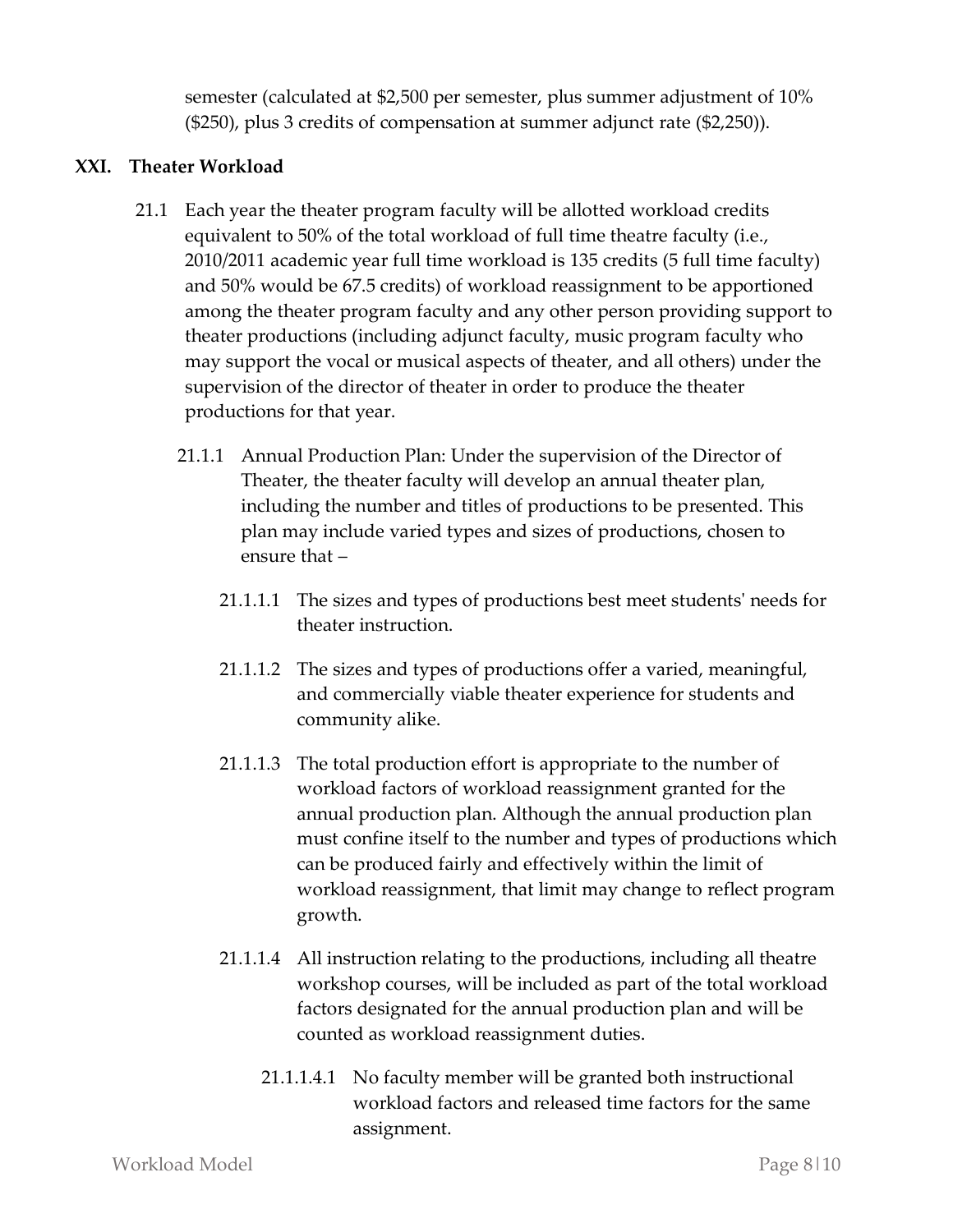semester (calculated at $2,500 per semester, plus summer adjustment of 10% ($250), plus 3 credits of compensation at summer adjunct rate ($2,250)).

## XXI. Theater Workload

21.1 Each year the theater program faculty will be allotted workload credits equivalent to 50% of the total workload of full time theatre faculty (i.e., 2010/2011 academic year full time workload is 135 credits (5 full time faculty) and 50% would be 67.5 credits) of workload reassignment to be apportioned among the theater program faculty and any other person providing support to theater productions (including adjunct faculty, music program faculty who may support the vocal or musical aspects of theater, and all others) under the supervision of the director of theater in order to produce the theater productions for that year.

21.1.1 Annual Production Plan: Under the supervision of the Director of Theater, the theater faculty will develop an annual theater plan, including the number and titles of productions to be presented. This plan may include varied types and sizes of productions, chosen to ensure that –

21.1.1.1 The sizes and types of productions best meet students' needs for theater instruction.

21.1.1.2 The sizes and types of productions offer a varied, meaningful, and commercially viable theater experience for students and community alike.

21.1.1.3 The total production effort is appropriate to the number of workload factors of workload reassignment granted for the annual production plan. Although the annual production plan must confine itself to the number and types of productions which can be produced fairly and effectively within the limit of workload reassignment, that limit may change to reflect program growth.

21.1.1.4 All instruction relating to the productions, including all theatre workshop courses, will be included as part of the total workload factors designated for the annual production plan and will be counted as workload reassignment duties.

21.1.1.4.1 No faculty member will be granted both instructional workload factors and released time factors for the same assignment.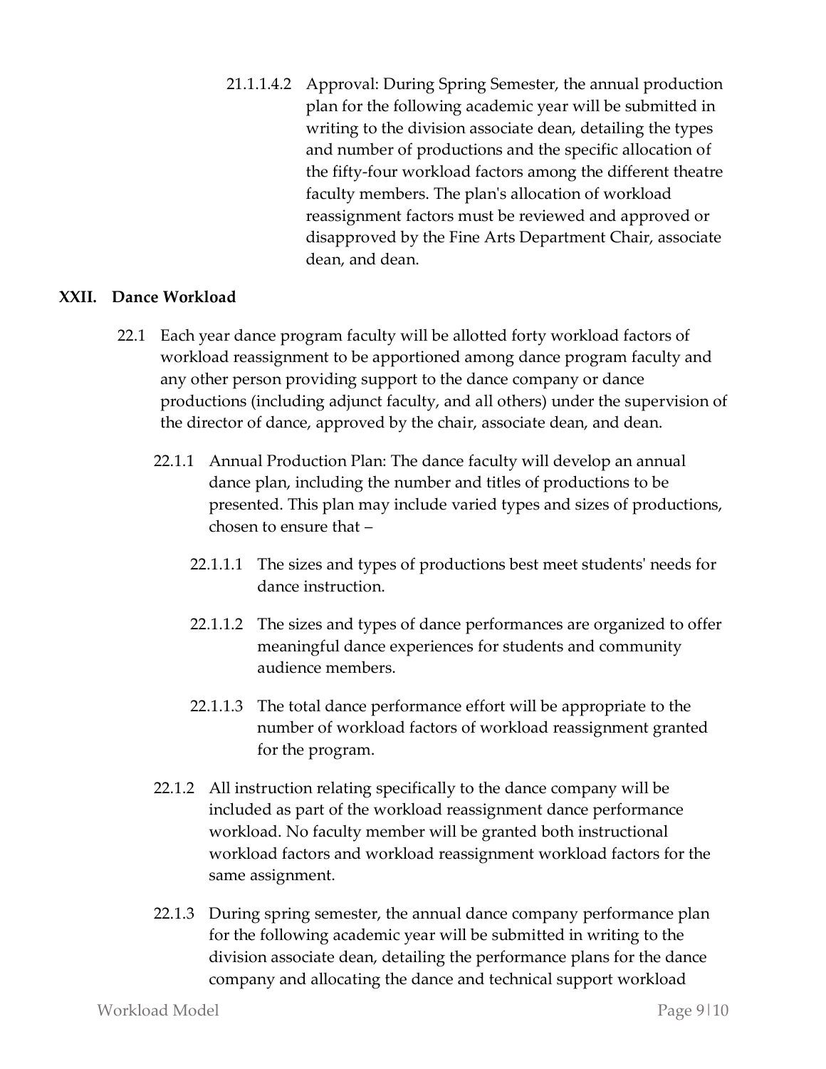21.1.1.4.2 Approval: During Spring Semester, the annual production plan for the following academic year will be submitted in writing to the division associate dean, detailing the types and number of productions and the specific allocation of the fifty-four workload factors among the different theatre faculty members. The plan's allocation of workload reassignment factors must be reviewed and approved or disapproved by the Fine Arts Department Chair, associate dean, and dean.

## XXII. Dance Workload

22.1 Each year dance program faculty will be allotted forty workload factors of workload reassignment to be apportioned among dance program faculty and any other person providing support to the dance company or dance productions (including adjunct faculty, and all others) under the supervision of the director of dance, approved by the chair, associate dean, and dean.

22.1.1 Annual Production Plan: The dance faculty will develop an annual dance plan, including the number and titles of productions to be presented. This plan may include varied types and sizes of productions, chosen to ensure that –

22.1.1.1 The sizes and types of productions best meet students' needs for dance instruction.

22.1.1.2 The sizes and types of dance performances are organized to offer meaningful dance experiences for students and community audience members.

22.1.1.3 The total dance performance effort will be appropriate to the number of workload factors of workload reassignment granted for the program.

22.1.2 All instruction relating specifically to the dance company will be included as part of the workload reassignment dance performance workload. No faculty member will be granted both instructional workload factors and workload reassignment workload factors for the same assignment.

22.1.3 During spring semester, the annual dance company performance plan for the following academic year will be submitted in writing to the division associate dean, detailing the performance plans for the dance company and allocating the dance and technical support workload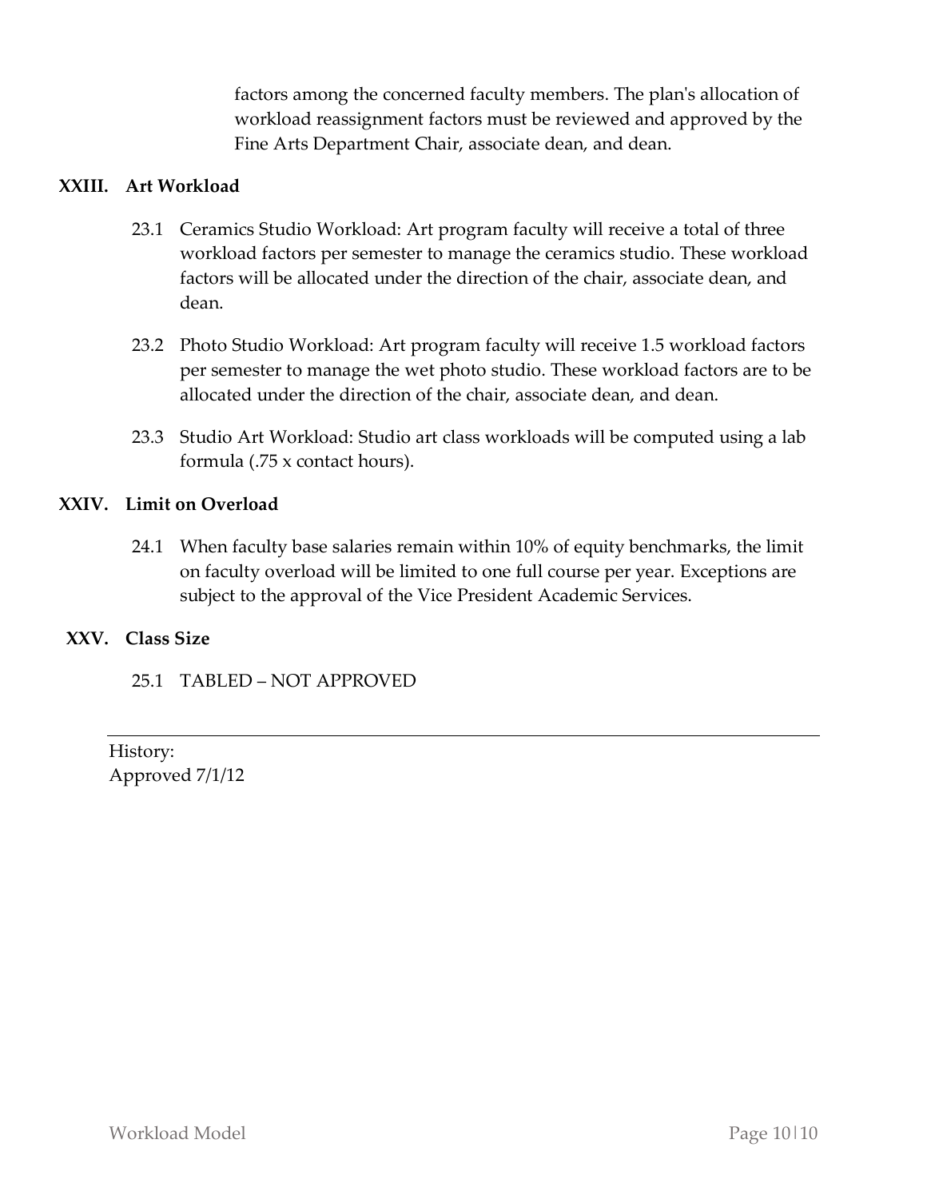factors among the concerned faculty members. The plan's allocation of workload reassignment factors must be reviewed and approved by the Fine Arts Department Chair, associate dean, and dean.

## XXIII. Art Workload

23.1 Ceramics Studio Workload: Art program faculty will receive a total of three workload factors per semester to manage the ceramics studio. These workload factors will be allocated under the direction of the chair, associate dean, and dean.

23.2 Photo Studio Workload: Art program faculty will receive 1.5 workload factors per semester to manage the wet photo studio. These workload factors are to be allocated under the direction of the chair, associate dean, and dean.

23.3 Studio Art Workload: Studio art class workloads will be computed using a lab formula (.75 x contact hours).

## XXIV. Limit on Overload

24.1 When faculty base salaries remain within 10% of equity benchmarks, the limit on faculty overload will be limited to one full course per year. Exceptions are subject to the approval of the Vice President Academic Services.

## XXV. Class Size

25.1 TABLED – NOT APPROVED

---

History:
Approved 7/1/12